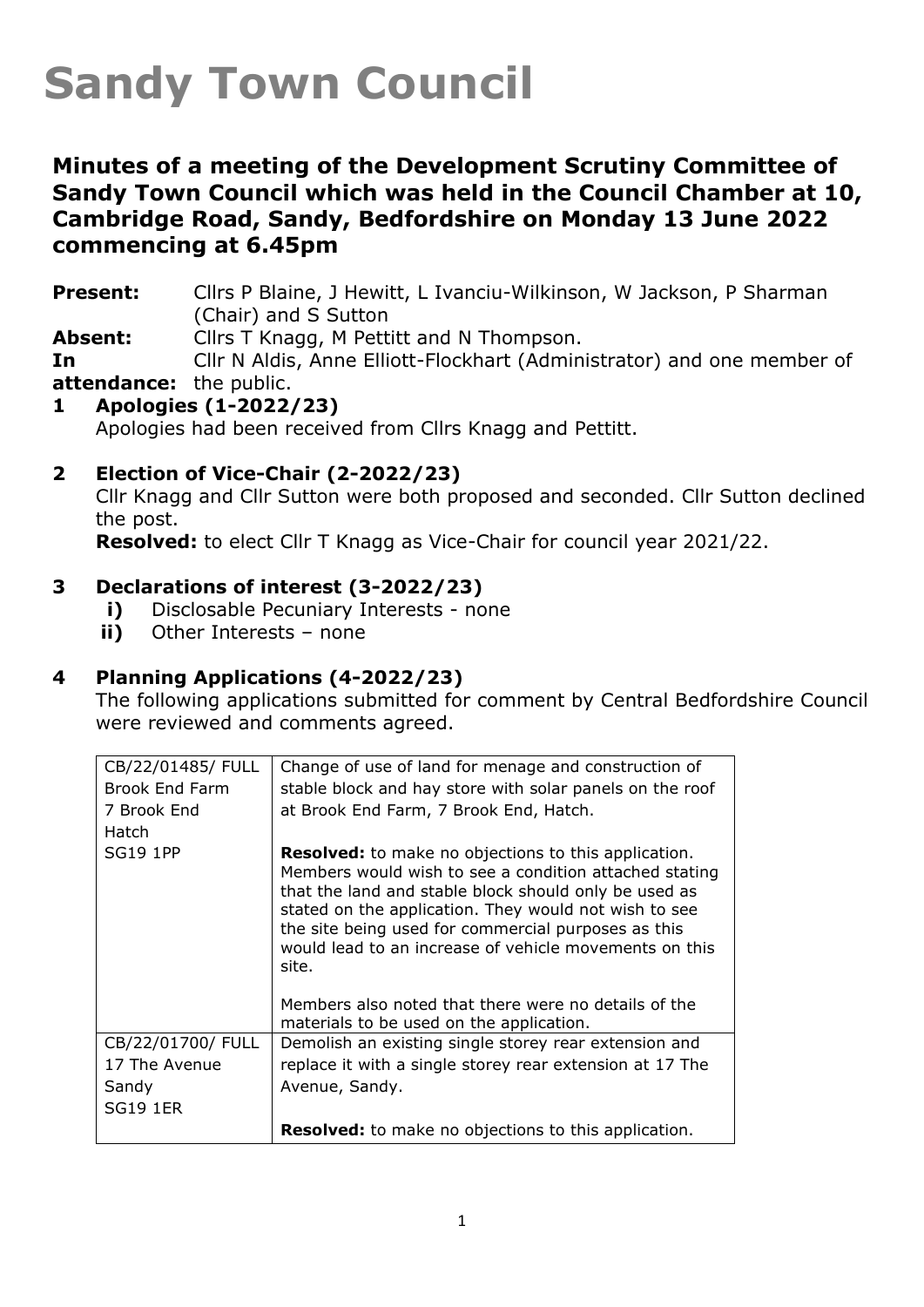# Sandy Town Council

## Minutes of a meeting of the Development Scrutiny Committee of Sandy Town Council which was held in the Council Chamber at 10, Cambridge Road, Sandy, Bedfordshire on Monday 13 June 2022 commencing at 6.45pm

**Present:** Cllrs P Blaine, J Hewitt, L Ivanciu-Wilkinson, W Jackson, P Sharman (Chair) and S Sutton

**Absent:** Cllrs T Knagg, M Pettitt and N Thompson.

**In attendance:** Cllr N Aldis, Anne Elliott-Flockhart (Administrator) and one member of the public.

### 1 Apologies (1-2022/23)

Apologies had been received from Cllrs Knagg and Pettitt.

### 2 Election of Vice-Chair (2-2022/23)

Cllr Knagg and Cllr Sutton were both proposed and seconded. Cllr Sutton declined the post.

**Resolved:** to elect Cllr T Knagg as Vice-Chair for council year 2021/22.

### 3 Declarations of interest (3-2022/23)

- **i)** Disclosable Pecuniary Interests - none
- **ii)** Other Interests – none

### 4 Planning Applications (4-2022/23)

The following applications submitted for comment by Central Bedfordshire Council were reviewed and comments agreed.

| | |
|---|---|
| CB/22/01485/ FULL<br>Brook End Farm<br>7 Brook End<br>Hatch<br>SG19 1PP | Change of use of land for menage and construction of stable block and hay store with solar panels on the roof at Brook End Farm, 7 Brook End, Hatch.<br><br>**Resolved:** to make no objections to this application. Members would wish to see a condition attached stating that the land and stable block should only be used as stated on the application. They would not wish to see the site being used for commercial purposes as this would lead to an increase of vehicle movements on this site.<br><br>Members also noted that there were no details of the materials to be used on the application. |
| CB/22/01700/ FULL<br>17 The Avenue<br>Sandy<br>SG19 1ER | Demolish an existing single storey rear extension and replace it with a single storey rear extension at 17 The Avenue, Sandy.<br><br>**Resolved:** to make no objections to this application. |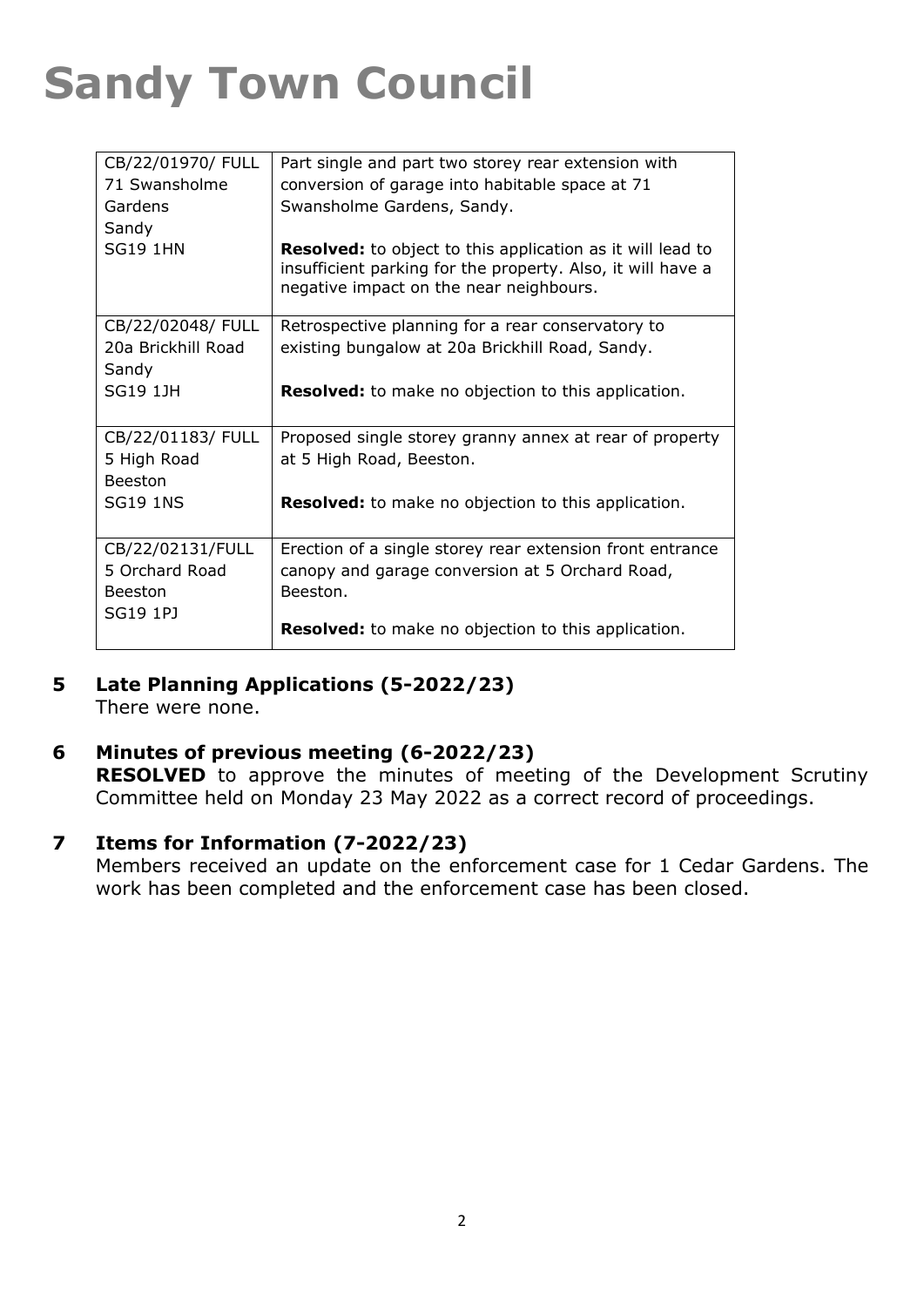# Sandy Town Council

| | |
|---|---|
| CB/22/01970/ FULL<br>71 Swansholme Gardens<br>Sandy<br>SG19 1HN | Part single and part two storey rear extension with conversion of garage into habitable space at 71 Swansholme Gardens, Sandy.<br><br>**Resolved:** to object to this application as it will lead to insufficient parking for the property. Also, it will have a negative impact on the near neighbours. |
| CB/22/02048/ FULL<br>20a Brickhill Road<br>Sandy<br>SG19 1JH | Retrospective planning for a rear conservatory to existing bungalow at 20a Brickhill Road, Sandy.<br><br>**Resolved:** to make no objection to this application. |
| CB/22/01183/ FULL<br>5 High Road<br>Beeston<br>SG19 1NS | Proposed single storey granny annex at rear of property at 5 High Road, Beeston.<br><br>**Resolved:** to make no objection to this application. |
| CB/22/02131/FULL<br>5 Orchard Road<br>Beeston<br>SG19 1PJ | Erection of a single storey rear extension front entrance canopy and garage conversion at 5 Orchard Road, Beeston.<br><br>**Resolved:** to make no objection to this application. |

## 5 Late Planning Applications (5-2022/23)

There were none.

## 6 Minutes of previous meeting (6-2022/23)

**RESOLVED** to approve the minutes of meeting of the Development Scrutiny Committee held on Monday 23 May 2022 as a correct record of proceedings.

## 7 Items for Information (7-2022/23)

Members received an update on the enforcement case for 1 Cedar Gardens. The work has been completed and the enforcement case has been closed.